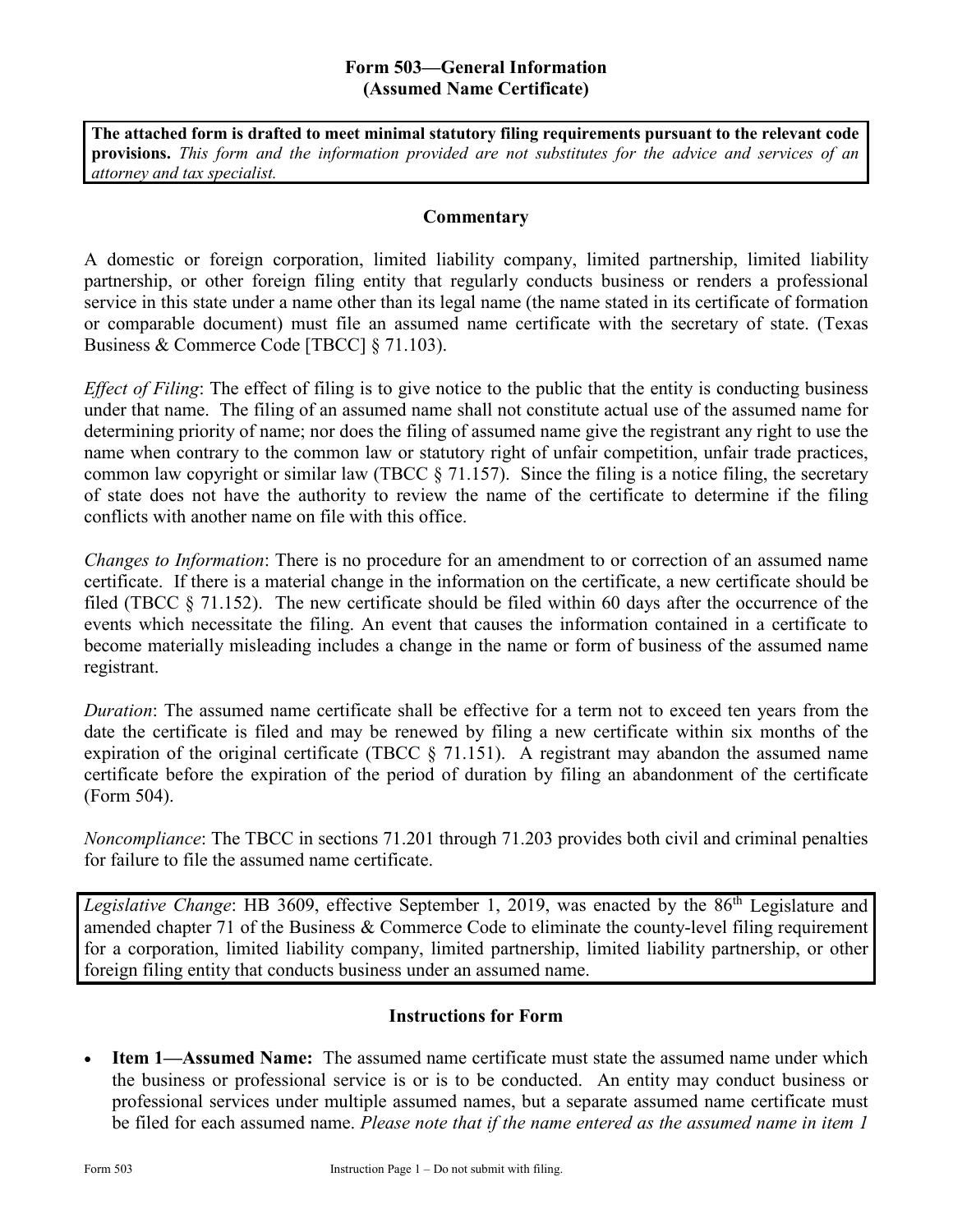# Form 503—General Information (Assumed Name Certificate)

**The attached form is drafted to meet minimal statutory filing requirements pursuant to the relevant code provisions.** *This form and the information provided are not substitutes for the advice and services of an attorney and tax specialist.*

## Commentary

A domestic or foreign corporation, limited liability company, limited partnership, limited liability partnership, or other foreign filing entity that regularly conducts business or renders a professional service in this state under a name other than its legal name (the name stated in its certificate of formation or comparable document) must file an assumed name certificate with the secretary of state. (Texas Business & Commerce Code [TBCC] § 71.103).

*Effect of Filing*: The effect of filing is to give notice to the public that the entity is conducting business under that name. The filing of an assumed name shall not constitute actual use of the assumed name for determining priority of name; nor does the filing of assumed name give the registrant any right to use the name when contrary to the common law or statutory right of unfair competition, unfair trade practices, common law copyright or similar law (TBCC § 71.157). Since the filing is a notice filing, the secretary of state does not have the authority to review the name of the certificate to determine if the filing conflicts with another name on file with this office.

*Changes to Information*: There is no procedure for an amendment to or correction of an assumed name certificate. If there is a material change in the information on the certificate, a new certificate should be filed (TBCC § 71.152). The new certificate should be filed within 60 days after the occurrence of the events which necessitate the filing. An event that causes the information contained in a certificate to become materially misleading includes a change in the name or form of business of the assumed name registrant.

*Duration*: The assumed name certificate shall be effective for a term not to exceed ten years from the date the certificate is filed and may be renewed by filing a new certificate within six months of the expiration of the original certificate (TBCC § 71.151). A registrant may abandon the assumed name certificate before the expiration of the period of duration by filing an abandonment of the certificate (Form 504).

*Noncompliance*: The TBCC in sections 71.201 through 71.203 provides both civil and criminal penalties for failure to file the assumed name certificate.

*Legislative Change*: HB 3609, effective September 1, 2019, was enacted by the 86th Legislature and amended chapter 71 of the Business & Commerce Code to eliminate the county-level filing requirement for a corporation, limited liability company, limited partnership, limited liability partnership, or other foreign filing entity that conducts business under an assumed name.

## Instructions for Form

- **Item 1—Assumed Name:** The assumed name certificate must state the assumed name under which the business or professional service is or is to be conducted. An entity may conduct business or professional services under multiple assumed names, but a separate assumed name certificate must be filed for each assumed name. *Please note that if the name entered as the assumed name in item 1*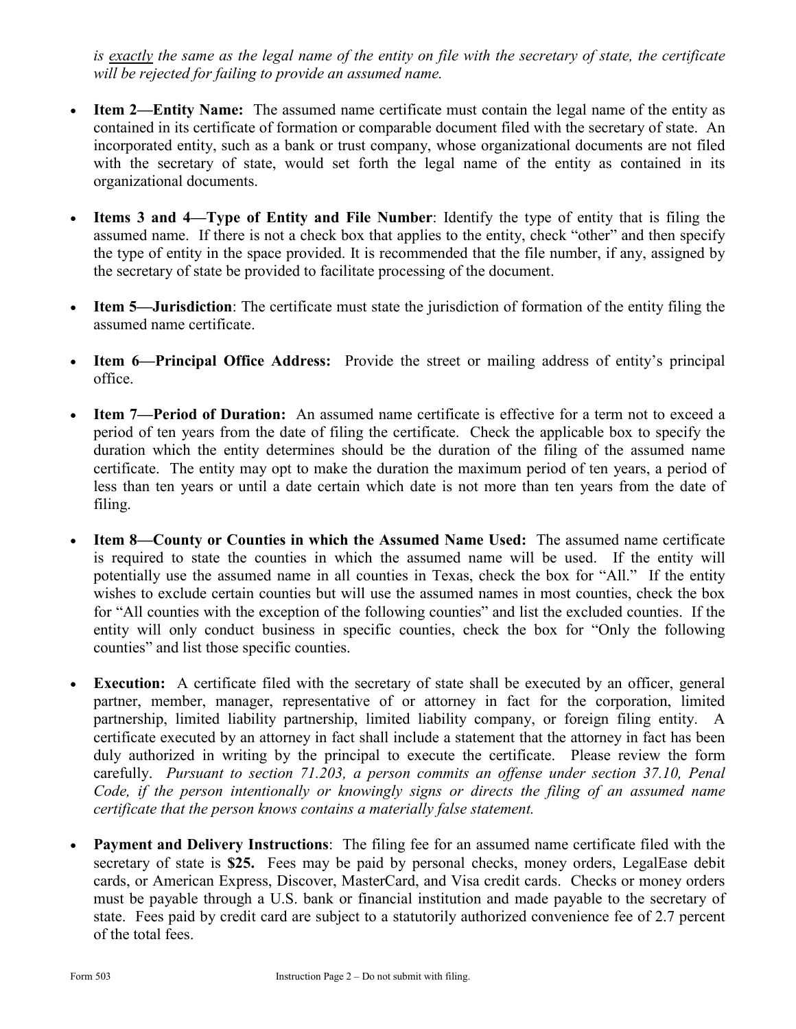*is* *__exactly__* *the same as the legal name of the entity on file with the secretary of state, the certificate will be rejected for failing to provide an assumed name.*

- **Item 2—Entity Name:** The assumed name certificate must contain the legal name of the entity as contained in its certificate of formation or comparable document filed with the secretary of state. An incorporated entity, such as a bank or trust company, whose organizational documents are not filed with the secretary of state, would set forth the legal name of the entity as contained in its organizational documents.

- **Items 3 and 4—Type of Entity and File Number**: Identify the type of entity that is filing the assumed name. If there is not a check box that applies to the entity, check "other" and then specify the type of entity in the space provided. It is recommended that the file number, if any, assigned by the secretary of state be provided to facilitate processing of the document.

- **Item 5—Jurisdiction**: The certificate must state the jurisdiction of formation of the entity filing the assumed name certificate.

- **Item 6—Principal Office Address:** Provide the street or mailing address of entity's principal office.

- **Item 7—Period of Duration:** An assumed name certificate is effective for a term not to exceed a period of ten years from the date of filing the certificate. Check the applicable box to specify the duration which the entity determines should be the duration of the filing of the assumed name certificate. The entity may opt to make the duration the maximum period of ten years, a period of less than ten years or until a date certain which date is not more than ten years from the date of filing.

- **Item 8—County or Counties in which the Assumed Name Used:** The assumed name certificate is required to state the counties in which the assumed name will be used. If the entity will potentially use the assumed name in all counties in Texas, check the box for "All." If the entity wishes to exclude certain counties but will use the assumed names in most counties, check the box for "All counties with the exception of the following counties" and list the excluded counties. If the entity will only conduct business in specific counties, check the box for "Only the following counties" and list those specific counties.

- **Execution:** A certificate filed with the secretary of state shall be executed by an officer, general partner, member, manager, representative of or attorney in fact for the corporation, limited partnership, limited liability partnership, limited liability company, or foreign filing entity. A certificate executed by an attorney in fact shall include a statement that the attorney in fact has been duly authorized in writing by the principal to execute the certificate. Please review the form carefully. *Pursuant to section 71.203, a person commits an offense under section 37.10, Penal Code, if the person intentionally or knowingly signs or directs the filing of an assumed name certificate that the person knows contains a materially false statement.*

- **Payment and Delivery Instructions**: The filing fee for an assumed name certificate filed with the secretary of state is **$25.** Fees may be paid by personal checks, money orders, LegalEase debit cards, or American Express, Discover, MasterCard, and Visa credit cards. Checks or money orders must be payable through a U.S. bank or financial institution and made payable to the secretary of state. Fees paid by credit card are subject to a statutorily authorized convenience fee of 2.7 percent of the total fees.

Form 503 Instruction Page 2 – Do not submit with filing.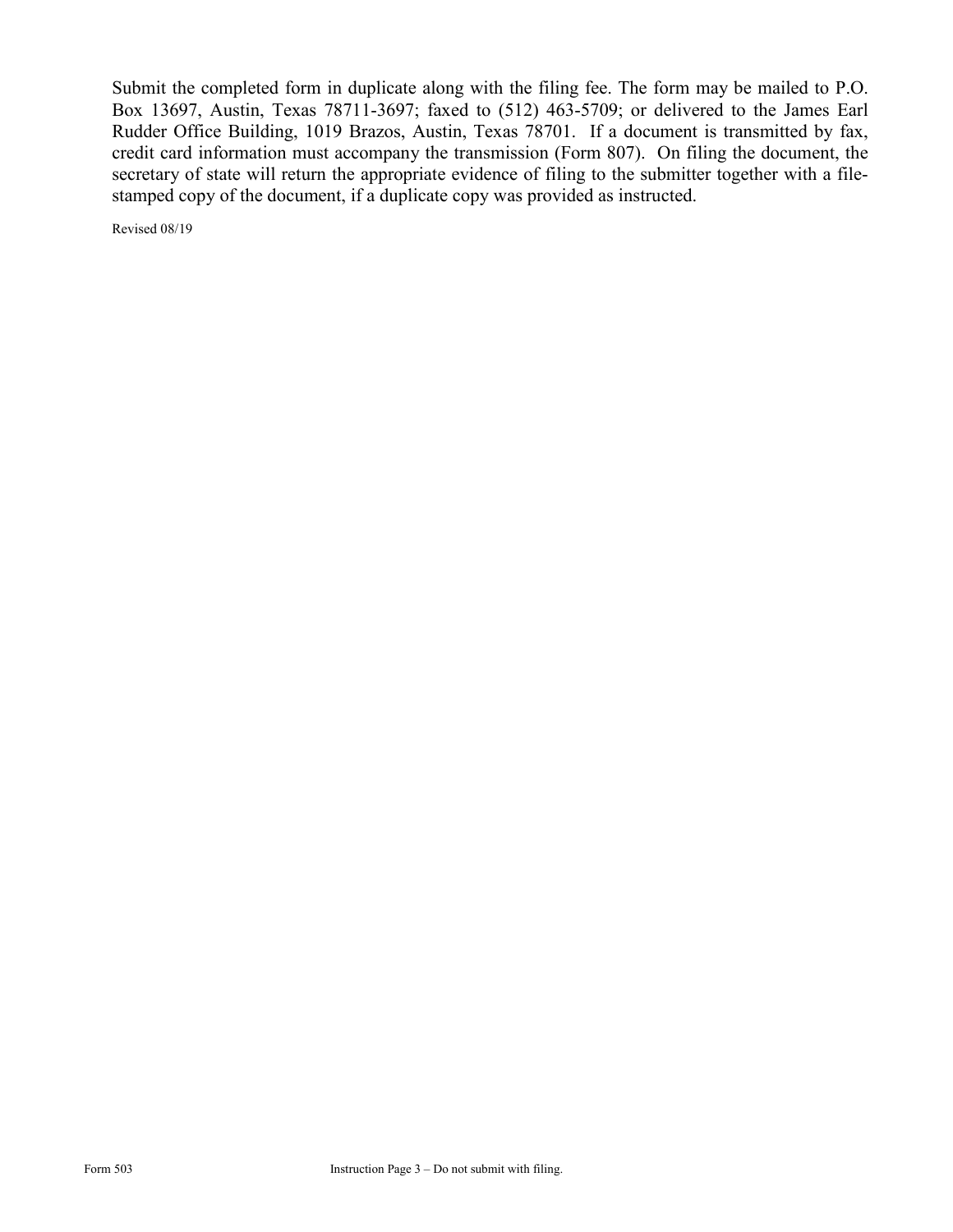Submit the completed form in duplicate along with the filing fee. The form may be mailed to P.O. Box 13697, Austin, Texas 78711-3697; faxed to (512) 463-5709; or delivered to the James Earl Rudder Office Building, 1019 Brazos, Austin, Texas 78701. If a document is transmitted by fax, credit card information must accompany the transmission (Form 807). On filing the document, the secretary of state will return the appropriate evidence of filing to the submitter together with a file-stamped copy of the document, if a duplicate copy was provided as instructed.

Revised 08/19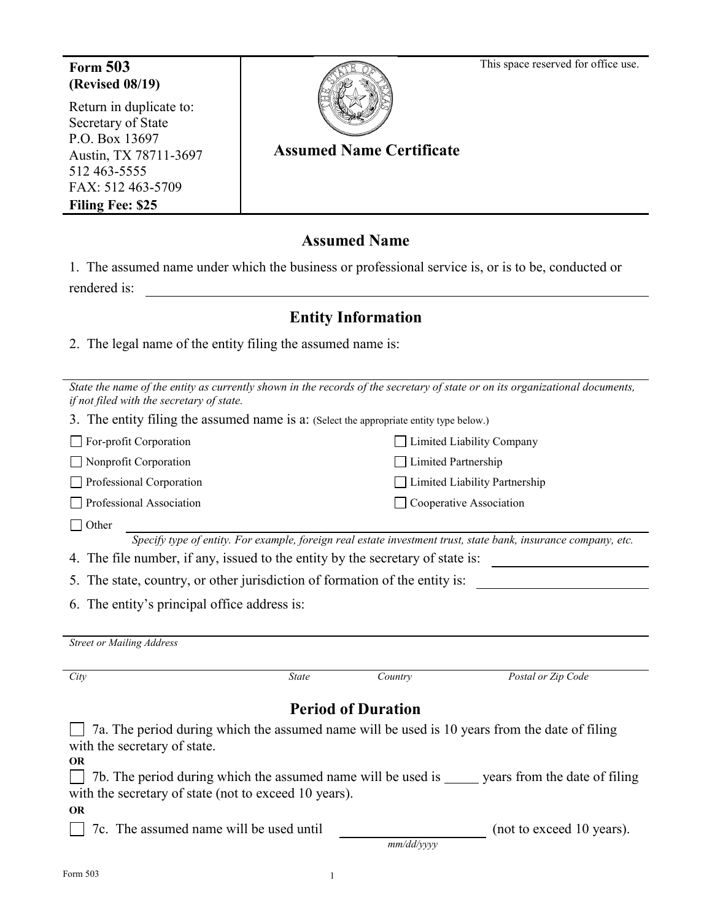**Form 503**
**(Revised 08/19)**

Return in duplicate to:
Secretary of State
P.O. Box 13697
Austin, TX 78711-3697
512 463-5555
FAX: 512 463-5709
**Filing Fee: $25**

This space reserved for office use.

# Assumed Name Certificate

## Assumed Name

1. The assumed name under which the business or professional service is, or is to be, conducted or rendered is: ______________________________

## Entity Information

2. The legal name of the entity filing the assumed name is:

______________________________

*State the name of the entity as currently shown in the records of the secretary of state or on its organizational documents, if not filed with the secretary of state.*

3. The entity filing the assumed name is a: (Select the appropriate entity type below.)

- ☐ For-profit Corporation
- ☐ Nonprofit Corporation
- ☐ Professional Corporation
- ☐ Professional Association
- ☐ Limited Liability Company
- ☐ Limited Partnership
- ☐ Limited Liability Partnership
- ☐ Cooperative Association
- ☐ Other ______________________________

*Specify type of entity. For example, foreign real estate investment trust, state bank, insurance company, etc.*

4. The file number, if any, issued to the entity by the secretary of state is: ______________

5. The state, country, or other jurisdiction of formation of the entity is: ______________

6. The entity's principal office address is:

______________________________
*Street or Mailing Address*

______________________________
*City* *State* *Country* *Postal or Zip Code*

## Period of Duration

☐ 7a. The period during which the assumed name will be used is 10 years from the date of filing with the secretary of state.

**OR**

☐ 7b. The period during which the assumed name will be used is _____ years from the date of filing with the secretary of state (not to exceed 10 years).

**OR**

☐ 7c. The assumed name will be used until ______________ (not to exceed 10 years).
*mm/dd/yyyy*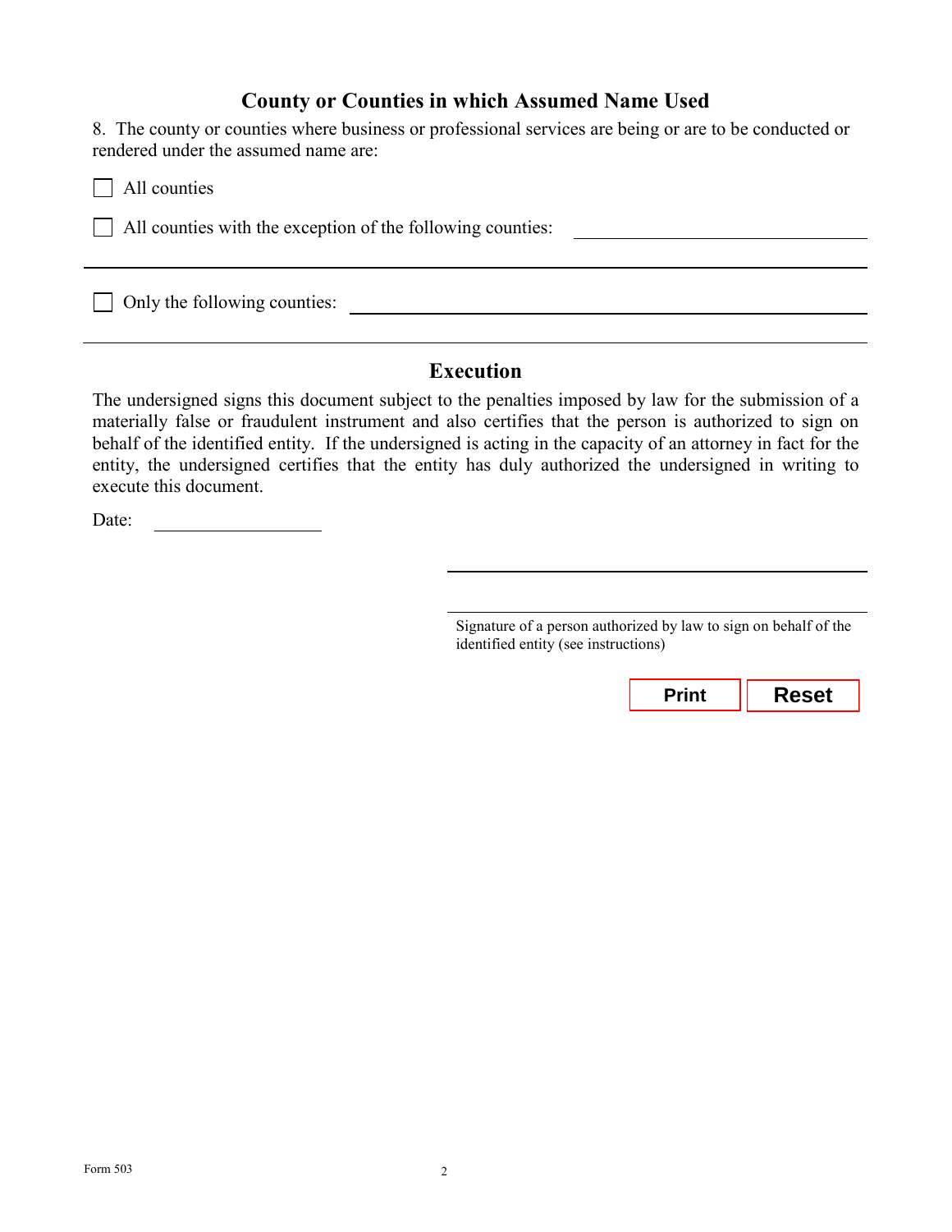## County or Counties in which Assumed Name Used

8. The county or counties where business or professional services are being or are to be conducted or rendered under the assumed name are:

☐ All counties

☐ All counties with the exception of the following counties: ______________________

______________________________________________________________________

☐ Only the following counties: ______________________________________________

______________________________________________________________________

## Execution

The undersigned signs this document subject to the penalties imposed by law for the submission of a materially false or fraudulent instrument and also certifies that the person is authorized to sign on behalf of the identified entity. If the undersigned is acting in the capacity of an attorney in fact for the entity, the undersigned certifies that the entity has duly authorized the undersigned in writing to execute this document.

Date: ____________________

______________________________________

______________________________________

Signature of a person authorized by law to sign on behalf of the identified entity (see instructions)

Print | Reset

Form 503